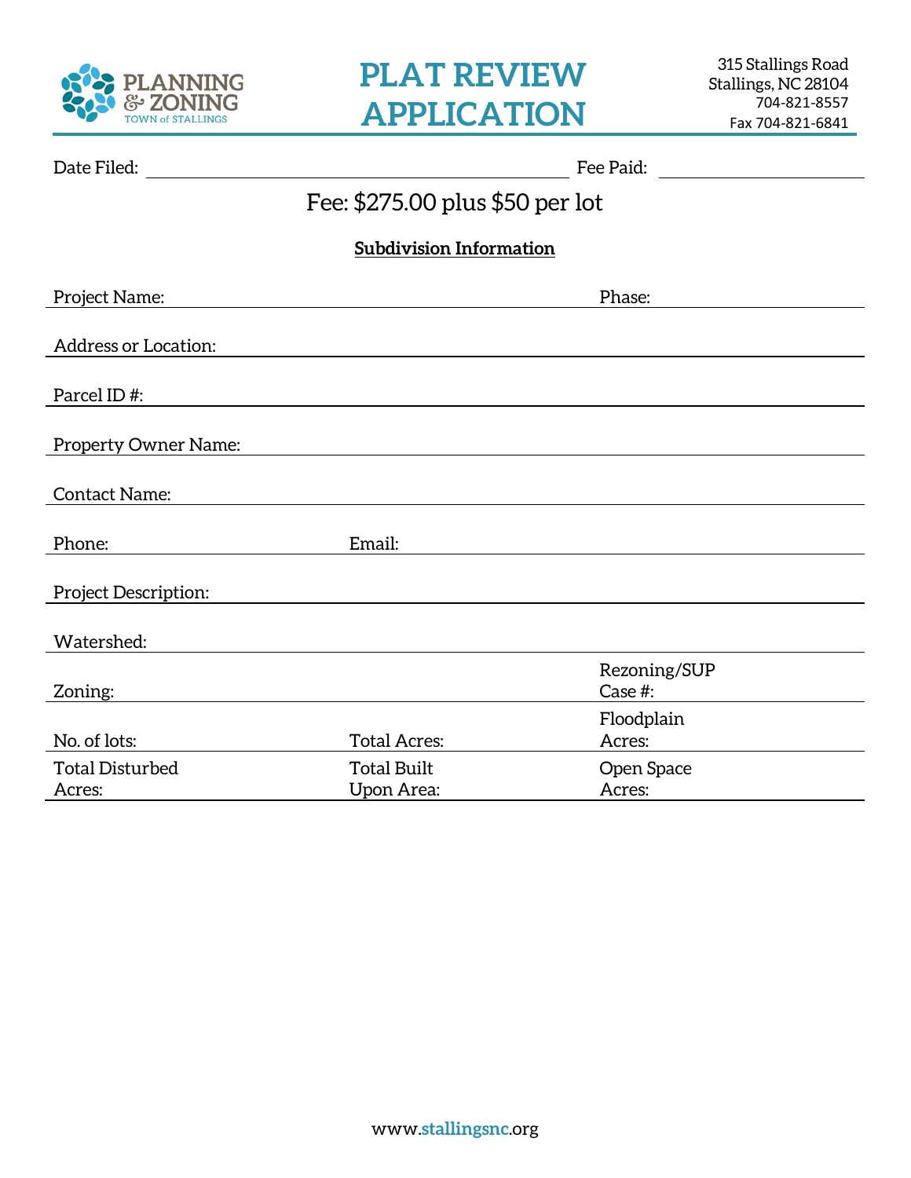PLANNING & ZONING
TOWN of STALLINGS

# PLAT REVIEW APPLICATION

315 Stallings Road
Stallings, NC 28104
704-821-8557
Fax 704-821-6841

Date Filed: ______________________ Fee Paid: ______________

Fee: $275.00 plus $50 per lot

**Subdivision Information**

Project Name: ______________________ Phase: ______________

Address or Location: ______________________

Parcel ID #: ______________________

Property Owner Name: ______________________

Contact Name: ______________________

Phone: ______________ Email: ______________________

Project Description: ______________________

Watershed: ______________________

Zoning: ______________________ Rezoning/SUP Case #: ______________

No. of lots: ______________ Total Acres: ______________ Floodplain Acres: ______________

Total Disturbed Acres: ______________ Total Built Upon Area: ______________ Open Space Acres: ______________

www.stallingsnc.org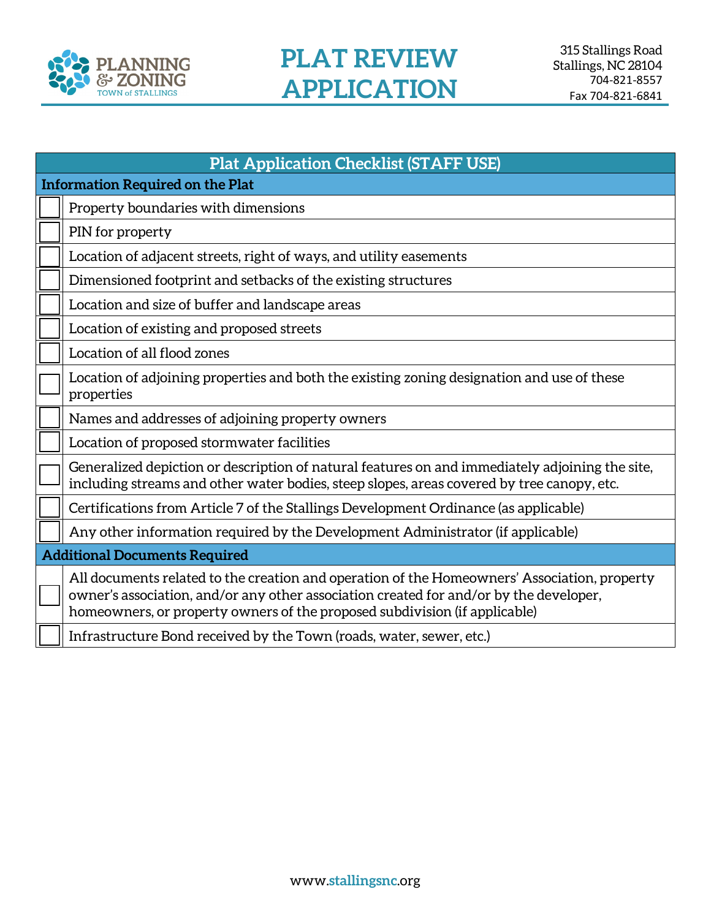# PLAT REVIEW APPLICATION

PLANNING & ZONING
TOWN of STALLINGS

315 Stallings Road
Stallings, NC 28104
704-821-8557
Fax 704-821-6841

| Plat Application Checklist (STAFF USE) | |
|---|---|
| **Information Required on the Plat** | |
| ☐ | Property boundaries with dimensions |
| ☐ | PIN for property |
| ☐ | Location of adjacent streets, right of ways, and utility easements |
| ☐ | Dimensioned footprint and setbacks of the existing structures |
| ☐ | Location and size of buffer and landscape areas |
| ☐ | Location of existing and proposed streets |
| ☐ | Location of all flood zones |
| ☐ | Location of adjoining properties and both the existing zoning designation and use of these properties |
| ☐ | Names and addresses of adjoining property owners |
| ☐ | Location of proposed stormwater facilities |
| ☐ | Generalized depiction or description of natural features on and immediately adjoining the site, including streams and other water bodies, steep slopes, areas covered by tree canopy, etc. |
| ☐ | Certifications from Article 7 of the Stallings Development Ordinance (as applicable) |
| ☐ | Any other information required by the Development Administrator (if applicable) |
| **Additional Documents Required** | |
| ☐ | All documents related to the creation and operation of the Homeowners' Association, property owner's association, and/or any other association created for and/or by the developer, homeowners, or property owners of the proposed subdivision (if applicable) |
| ☐ | Infrastructure Bond received by the Town (roads, water, sewer, etc.) |

www.stallingsnc.org